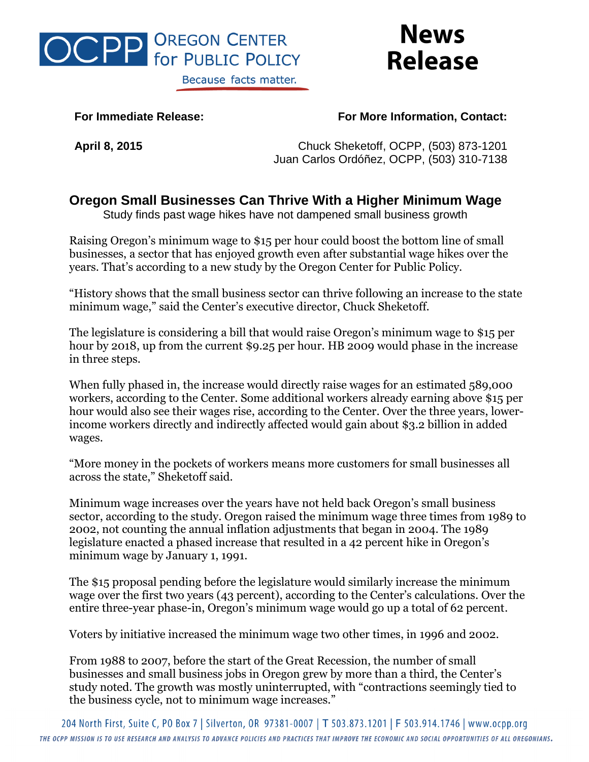# OCPP Oregon Center for Public Policy

Because facts matter.

# News Release

**For Immediate Release:**

**April 8, 2015**

**For More Information, Contact:**

Chuck Sheketoff, OCPP, (503) 873-1201
Juan Carlos Ordóñez, OCPP, (503) 310-7138

## Oregon Small Businesses Can Thrive With a Higher Minimum Wage

Study finds past wage hikes have not dampened small business growth

Raising Oregon's minimum wage to $15 per hour could boost the bottom line of small businesses, a sector that has enjoyed growth even after substantial wage hikes over the years. That's according to a new study by the Oregon Center for Public Policy.

"History shows that the small business sector can thrive following an increase to the state minimum wage," said the Center's executive director, Chuck Sheketoff.

The legislature is considering a bill that would raise Oregon's minimum wage to $15 per hour by 2018, up from the current $9.25 per hour. HB 2009 would phase in the increase in three steps.

When fully phased in, the increase would directly raise wages for an estimated 589,000 workers, according to the Center. Some additional workers already earning above $15 per hour would also see their wages rise, according to the Center. Over the three years, lower-income workers directly and indirectly affected would gain about $3.2 billion in added wages.

"More money in the pockets of workers means more customers for small businesses all across the state," Sheketoff said.

Minimum wage increases over the years have not held back Oregon's small business sector, according to the study. Oregon raised the minimum wage three times from 1989 to 2002, not counting the annual inflation adjustments that began in 2004. The 1989 legislature enacted a phased increase that resulted in a 42 percent hike in Oregon's minimum wage by January 1, 1991.

The $15 proposal pending before the legislature would similarly increase the minimum wage over the first two years (43 percent), according to the Center's calculations. Over the entire three-year phase-in, Oregon's minimum wage would go up a total of 62 percent.

Voters by initiative increased the minimum wage two other times, in 1996 and 2002.

From 1988 to 2007, before the start of the Great Recession, the number of small businesses and small business jobs in Oregon grew by more than a third, the Center's study noted. The growth was mostly uninterrupted, with "contractions seemingly tied to the business cycle, not to minimum wage increases."

204 North First, Suite C, PO Box 7 | Silverton, OR 97381-0007 | T 503.873.1201 | F 503.914.1746 | www.ocpp.org

THE OCPP MISSION IS TO USE RESEARCH AND ANALYSIS TO ADVANCE POLICIES AND PRACTICES THAT IMPROVE THE ECONOMIC AND SOCIAL OPPORTUNITIES OF ALL OREGONIANS.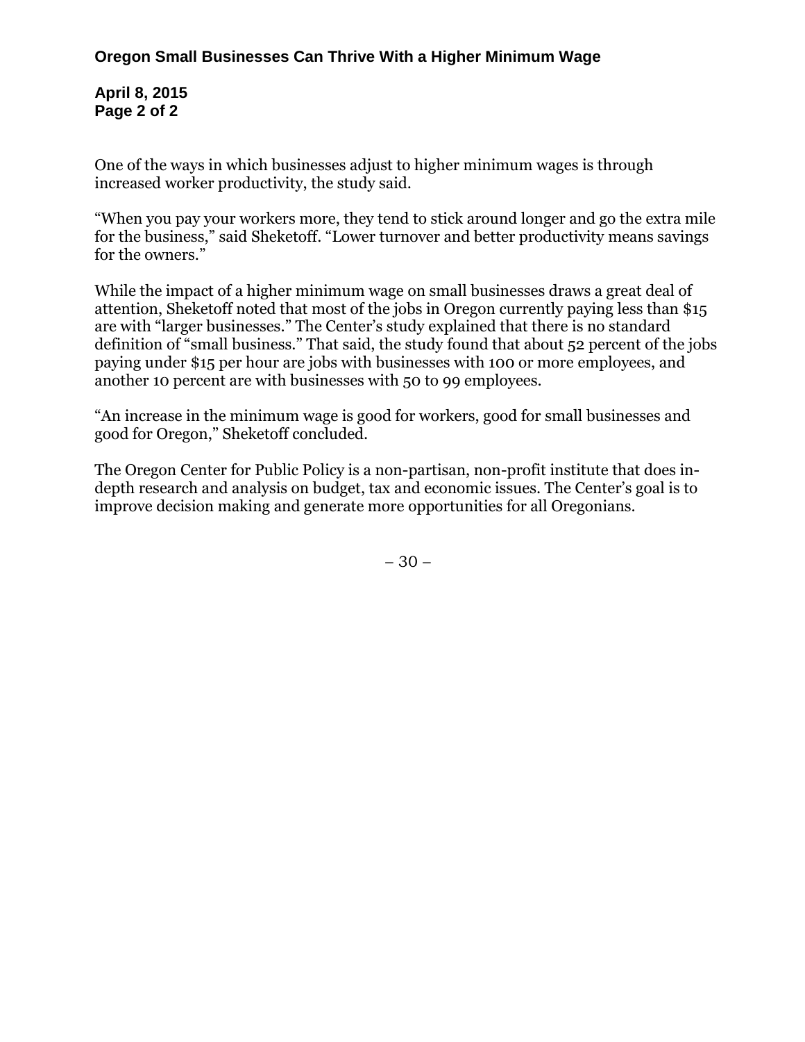One of the ways in which businesses adjust to higher minimum wages is through increased worker productivity, the study said.

"When you pay your workers more, they tend to stick around longer and go the extra mile for the business," said Sheketoff. "Lower turnover and better productivity means savings for the owners."

While the impact of a higher minimum wage on small businesses draws a great deal of attention, Sheketoff noted that most of the jobs in Oregon currently paying less than $15 are with "larger businesses." The Center's study explained that there is no standard definition of "small business." That said, the study found that about 52 percent of the jobs paying under $15 per hour are jobs with businesses with 100 or more employees, and another 10 percent are with businesses with 50 to 99 employees.

"An increase in the minimum wage is good for workers, good for small businesses and good for Oregon," Sheketoff concluded.

The Oregon Center for Public Policy is a non-partisan, non-profit institute that does in-depth research and analysis on budget, tax and economic issues. The Center's goal is to improve decision making and generate more opportunities for all Oregonians.

– 30 –